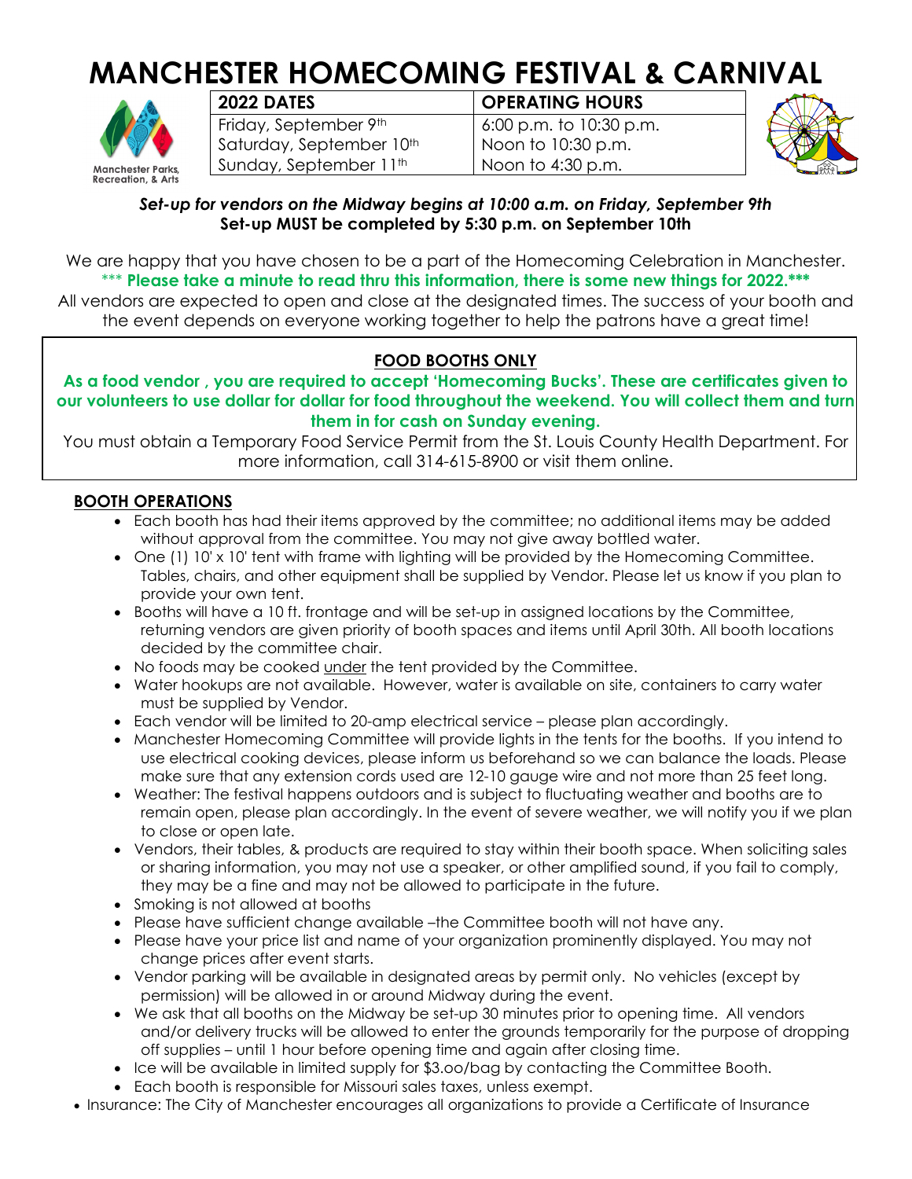# MANCHESTER HOMECOMING FESTIVAL & CARNIVAL

Manchester Parks, Recreation, & Arts

| 2022 DATES | OPERATING HOURS |
|---|---|
| Friday, September 9th | 6:00 p.m. to 10:30 p.m. |
| Saturday, September 10th | Noon to 10:30 p.m. |
| Sunday, September 11th | Noon to 4:30 p.m. |

***Set-up for vendors on the Midway begins at 10:00 a.m. on Friday, September 9th***
**Set-up MUST be completed by 5:30 p.m. on September 10th**

We are happy that you have chosen to be a part of the Homecoming Celebration in Manchester.
*** **Please take a minute to read thru this information, there is some new things for 2022.***
All vendors are expected to open and close at the designated times. The success of your booth and the event depends on everyone working together to help the patrons have a great time!

## FOOD BOOTHS ONLY

**As a food vendor , you are required to accept 'Homecoming Bucks'. These are certificates given to our volunteers to use dollar for dollar for food throughout the weekend. You will collect them and turn them in for cash on Sunday evening.**

You must obtain a Temporary Food Service Permit from the St. Louis County Health Department. For more information, call 314-615-8900 or visit them online.

## BOOTH OPERATIONS

- Each booth has had their items approved by the committee; no additional items may be added without approval from the committee. You may not give away bottled water.
- One (1) 10' x 10' tent with frame with lighting will be provided by the Homecoming Committee. Tables, chairs, and other equipment shall be supplied by Vendor. Please let us know if you plan to provide your own tent.
- Booths will have a 10 ft. frontage and will be set-up in assigned locations by the Committee, returning vendors are given priority of booth spaces and items until April 30th. All booth locations decided by the committee chair.
- No foods may be cooked under the tent provided by the Committee.
- Water hookups are not available. However, water is available on site, containers to carry water must be supplied by Vendor.
- Each vendor will be limited to 20-amp electrical service – please plan accordingly.
- Manchester Homecoming Committee will provide lights in the tents for the booths. If you intend to use electrical cooking devices, please inform us beforehand so we can balance the loads. Please make sure that any extension cords used are 12-10 gauge wire and not more than 25 feet long.
- Weather: The festival happens outdoors and is subject to fluctuating weather and booths are to remain open, please plan accordingly. In the event of severe weather, we will notify you if we plan to close or open late.
- Vendors, their tables, & products are required to stay within their booth space. When soliciting sales or sharing information, you may not use a speaker, or other amplified sound, if you fail to comply, they may be a fine and may not be allowed to participate in the future.
- Smoking is not allowed at booths
- Please have sufficient change available –the Committee booth will not have any.
- Please have your price list and name of your organization prominently displayed. You may not change prices after event starts.
- Vendor parking will be available in designated areas by permit only. No vehicles (except by permission) will be allowed in or around Midway during the event.
- We ask that all booths on the Midway be set-up 30 minutes prior to opening time. All vendors and/or delivery trucks will be allowed to enter the grounds temporarily for the purpose of dropping off supplies – until 1 hour before opening time and again after closing time.
- Ice will be available in limited supply for $3.oo/bag by contacting the Committee Booth.
- Each booth is responsible for Missouri sales taxes, unless exempt.
- Insurance: The City of Manchester encourages all organizations to provide a Certificate of Insurance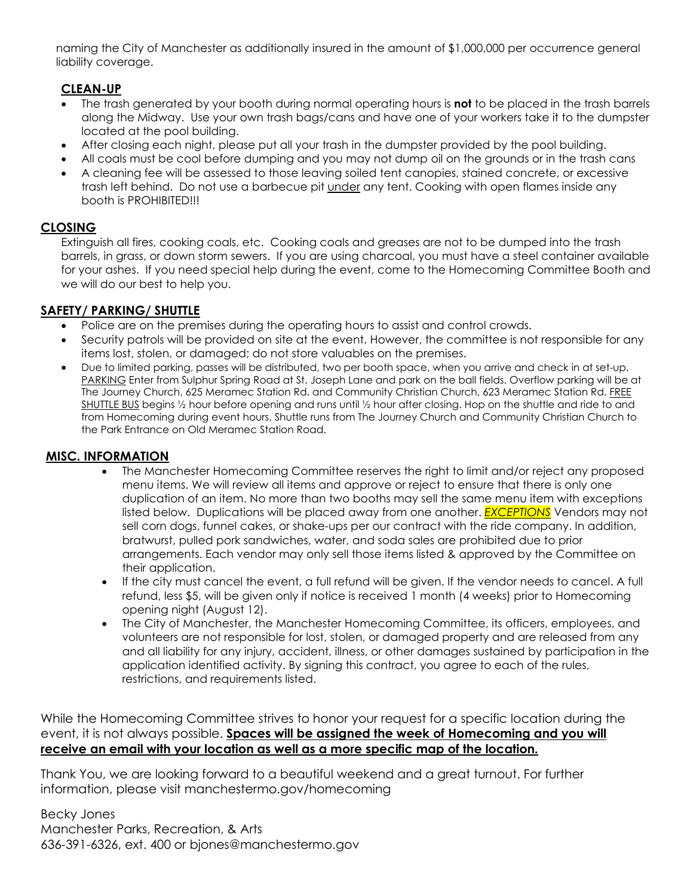naming the City of Manchester as additionally insured in the amount of $1,000,000 per occurrence general liability coverage.

## CLEAN-UP

- The trash generated by your booth during normal operating hours is **not** to be placed in the trash barrels along the Midway. Use your own trash bags/cans and have one of your workers take it to the dumpster located at the pool building.
- After closing each night, please put all your trash in the dumpster provided by the pool building.
- All coals must be cool before dumping and you may not dump oil on the grounds or in the trash cans
- A cleaning fee will be assessed to those leaving soiled tent canopies, stained concrete, or excessive trash left behind. Do not use a barbecue pit under any tent. Cooking with open flames inside any booth is PROHIBITED!!!

## CLOSING

Extinguish all fires, cooking coals, etc. Cooking coals and greases are not to be dumped into the trash barrels, in grass, or down storm sewers. If you are using charcoal, you must have a steel container available for your ashes. If you need special help during the event, come to the Homecoming Committee Booth and we will do our best to help you.

## SAFETY/ PARKING/ SHUTTLE

- Police are on the premises during the operating hours to assist and control crowds.
- Security patrols will be provided on site at the event. However, the committee is not responsible for any items lost, stolen, or damaged; do not store valuables on the premises.
- Due to limited parking, passes will be distributed, two per booth space, when you arrive and check in at set-up. PARKING Enter from Sulphur Spring Road at St. Joseph Lane and park on the ball fields. Overflow parking will be at The Journey Church, 625 Meramec Station Rd. and Community Christian Church, 623 Meramec Station Rd. FREE SHUTTLE BUS begins ½ hour before opening and runs until ½ hour after closing. Hop on the shuttle and ride to and from Homecoming during event hours. Shuttle runs from The Journey Church and Community Christian Church to the Park Entrance on Old Meramec Station Road.

## MISC. INFORMATION

- The Manchester Homecoming Committee reserves the right to limit and/or reject any proposed menu items. We will review all items and approve or reject to ensure that there is only one duplication of an item. No more than two booths may sell the same menu item with exceptions listed below. Duplications will be placed away from one another. ***EXCEPTIONS*** Vendors may not sell corn dogs, funnel cakes, or shake-ups per our contract with the ride company. In addition, bratwurst, pulled pork sandwiches, water, and soda sales are prohibited due to prior arrangements. Each vendor may only sell those items listed & approved by the Committee on their application.
- If the city must cancel the event, a full refund will be given. If the vendor needs to cancel. A full refund, less $5, will be given only if notice is received 1 month (4 weeks) prior to Homecoming opening night (August 12).
- The City of Manchester, the Manchester Homecoming Committee, its officers, employees, and volunteers are not responsible for lost, stolen, or damaged property and are released from any and all liability for any injury, accident, illness, or other damages sustained by participation in the application identified activity. By signing this contract, you agree to each of the rules, restrictions, and requirements listed.

While the Homecoming Committee strives to honor your request for a specific location during the event, it is not always possible. **Spaces will be assigned the week of Homecoming and you will receive an email with your location as well as a more specific map of the location.**

Thank You, we are looking forward to a beautiful weekend and a great turnout. For further information, please visit manchestermo.gov/homecoming

Becky Jones
Manchester Parks, Recreation, & Arts
636-391-6326, ext. 400 or bjones@manchestermo.gov